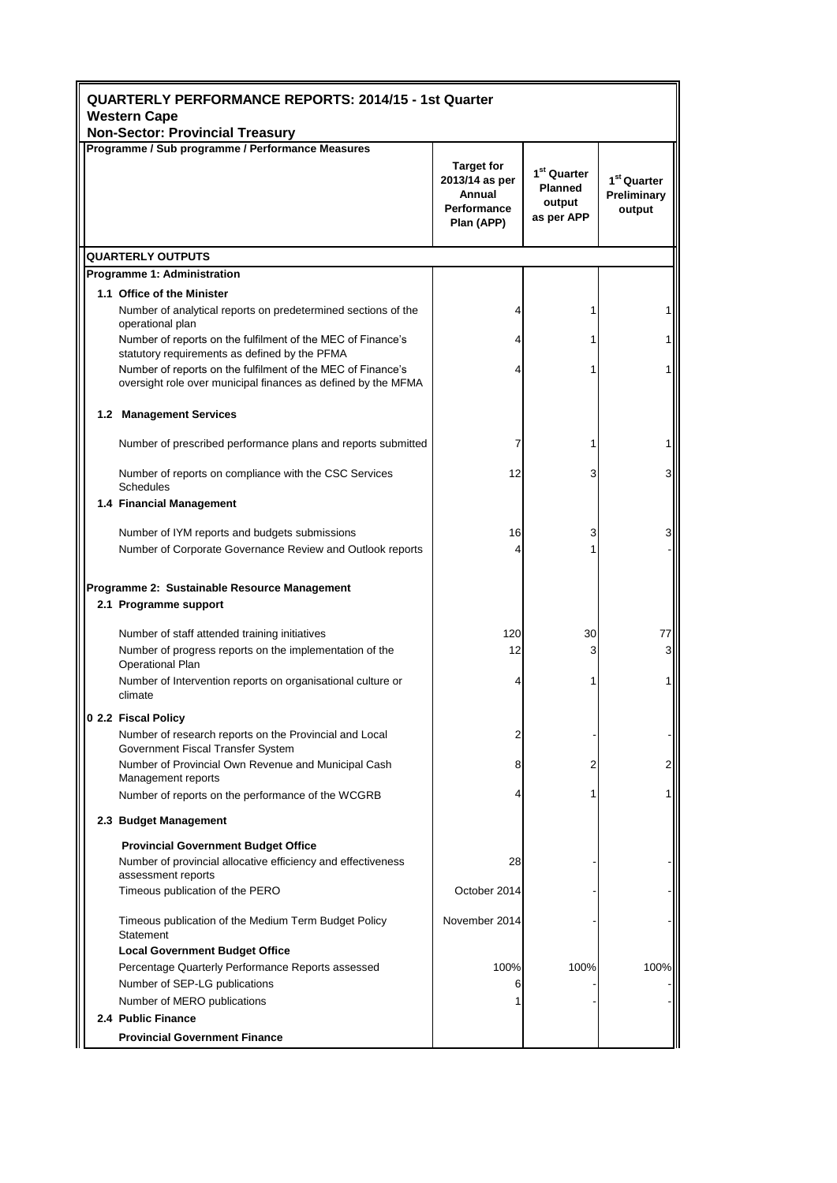## QUARTERLY PERFORMANCE REPORTS: 2014/15 - 1st Quarter
### Western Cape
### Non-Sector: Provincial Treasury

| Programme / Sub programme / Performance Measures | Target for 2013/14 as per Annual Performance Plan (APP) | 1st Quarter Planned output as per APP | 1st Quarter Preliminary output |
|---|---|---|---|
| **QUARTERLY OUTPUTS** | | | |
| **Programme 1: Administration** | | | |
| **1.1 Office of the Minister** | | | |
| Number of analytical reports on predetermined sections of the operational plan | 4 | 1 | 1 |
| Number of reports on the fulfilment of the MEC of Finance's statutory requirements as defined by the PFMA | 4 | 1 | 1 |
| Number of reports on the fulfilment of the MEC of Finance's oversight role over municipal finances as defined by the MFMA | 4 | 1 | 1 |
| **1.2 Management Services** | | | |
| Number of prescribed performance plans and reports submitted | 7 | 1 | 1 |
| Number of reports on compliance with the CSC Services Schedules | 12 | 3 | 3 |
| **1.4 Financial Management** | | | |
| Number of IYM reports and budgets submissions | 16 | 3 | 3 |
| Number of Corporate Governance Review and Outlook reports | 4 | 1 | - |
| **Programme 2: Sustainable Resource Management** | | | |
| **2.1 Programme support** | | | |
| Number of staff attended training initiatives | 120 | 30 | 77 |
| Number of progress reports on the implementation of the Operational Plan | 12 | 3 | 3 |
| Number of Intervention reports on organisational culture or climate | 4 | 1 | 1 |
| **0 2.2 Fiscal Policy** | | | |
| Number of research reports on the Provincial and Local Government Fiscal Transfer System | 2 | - | - |
| Number of Provincial Own Revenue and Municipal Cash Management reports | 8 | 2 | 2 |
| Number of reports on the performance of the WCGRB | 4 | 1 | 1 |
| **2.3 Budget Management** | | | |
| **Provincial Government Budget Office** | | | |
| Number of provincial allocative efficiency and effectiveness assessment reports | 28 | - | - |
| Timeous publication of the PERO | October 2014 | - | - |
| Timeous publication of the Medium Term Budget Policy Statement | November 2014 | - | - |
| **Local Government Budget Office** | | | |
| Percentage Quarterly Performance Reports assessed | 100% | 100% | 100% |
| Number of SEP-LG publications | 6 | - | - |
| Number of MERO publications | 1 | - | - |
| **2.4 Public Finance** | | | |
| **Provincial Government Finance** | | | |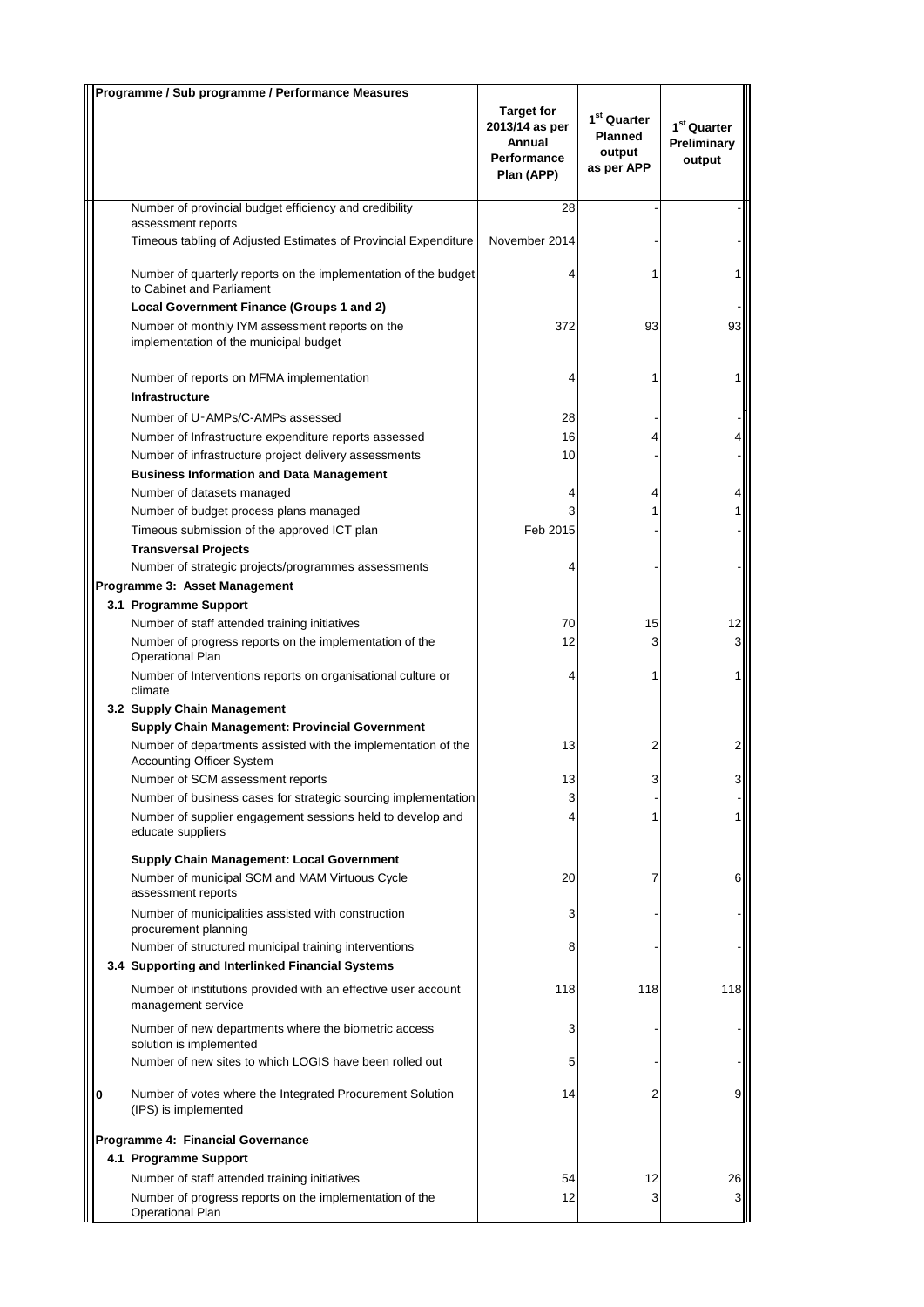| Programme / Sub programme / Performance Measures | Target for 2013/14 as per Annual Performance Plan (APP) | 1st Quarter Planned output as per APP | 1st Quarter Preliminary output |
|---|---|---|---|
| Number of provincial budget efficiency and credibility assessment reports | 28 | - | - |
| Timeous tabling of Adjusted Estimates of Provincial Expenditure | November 2014 | - | - |
| Number of quarterly reports on the implementation of the budget to Cabinet and Parliament | 4 | 1 | 1 |
| **Local Government Finance (Groups 1 and 2)** | | | - |
| Number of monthly IYM assessment reports on the implementation of the municipal budget | 372 | 93 | 93 |
| Number of reports on MFMA implementation | 4 | 1 | 1 |
| **Infrastructure** | | | |
| Number of U-AMPs/C-AMPs assessed | 28 | - | - |
| Number of Infrastructure expenditure reports assessed | 16 | 4 | 4 |
| Number of infrastructure project delivery assessments | 10 | - | - |
| **Business Information and Data Management** | | | |
| Number of datasets managed | 4 | 4 | 4 |
| Number of budget process plans managed | 3 | 1 | 1 |
| Timeous submission of the approved ICT plan | Feb 2015 | - | - |
| **Transversal Projects** | | | |
| Number of strategic projects/programmes assessments | 4 | - | - |
| **Programme 3: Asset Management** | | | |
| **3.1 Programme Support** | | | |
| Number of staff attended training initiatives | 70 | 15 | 12 |
| Number of progress reports on the implementation of the Operational Plan | 12 | 3 | 3 |
| Number of Interventions reports on organisational culture or climate | 4 | 1 | 1 |
| **3.2 Supply Chain Management** | | | |
| **Supply Chain Management: Provincial Government** | | | |
| Number of departments assisted with the implementation of the Accounting Officer System | 13 | 2 | 2 |
| Number of SCM assessment reports | 13 | 3 | 3 |
| Number of business cases for strategic sourcing implementation | 3 | - | - |
| Number of supplier engagement sessions held to develop and educate suppliers | 4 | 1 | 1 |
| **Supply Chain Management: Local Government** | | | |
| Number of municipal SCM and MAM Virtuous Cycle assessment reports | 20 | 7 | 6 |
| Number of municipalities assisted with construction procurement planning | 3 | - | - |
| Number of structured municipal training interventions | 8 | - | - |
| **3.4 Supporting and Interlinked Financial Systems** | | | |
| Number of institutions provided with an effective user account management service | 118 | 118 | 118 |
| Number of new departments where the biometric access solution is implemented | 3 | - | - |
| Number of new sites to which LOGIS have been rolled out | 5 | - | - |
| 0 Number of votes where the Integrated Procurement Solution (IPS) is implemented | 14 | 2 | 9 |
| **Programme 4: Financial Governance** | | | |
| **4.1 Programme Support** | | | |
| Number of staff attended training initiatives | 54 | 12 | 26 |
| Number of progress reports on the implementation of the Operational Plan | 12 | 3 | 3 |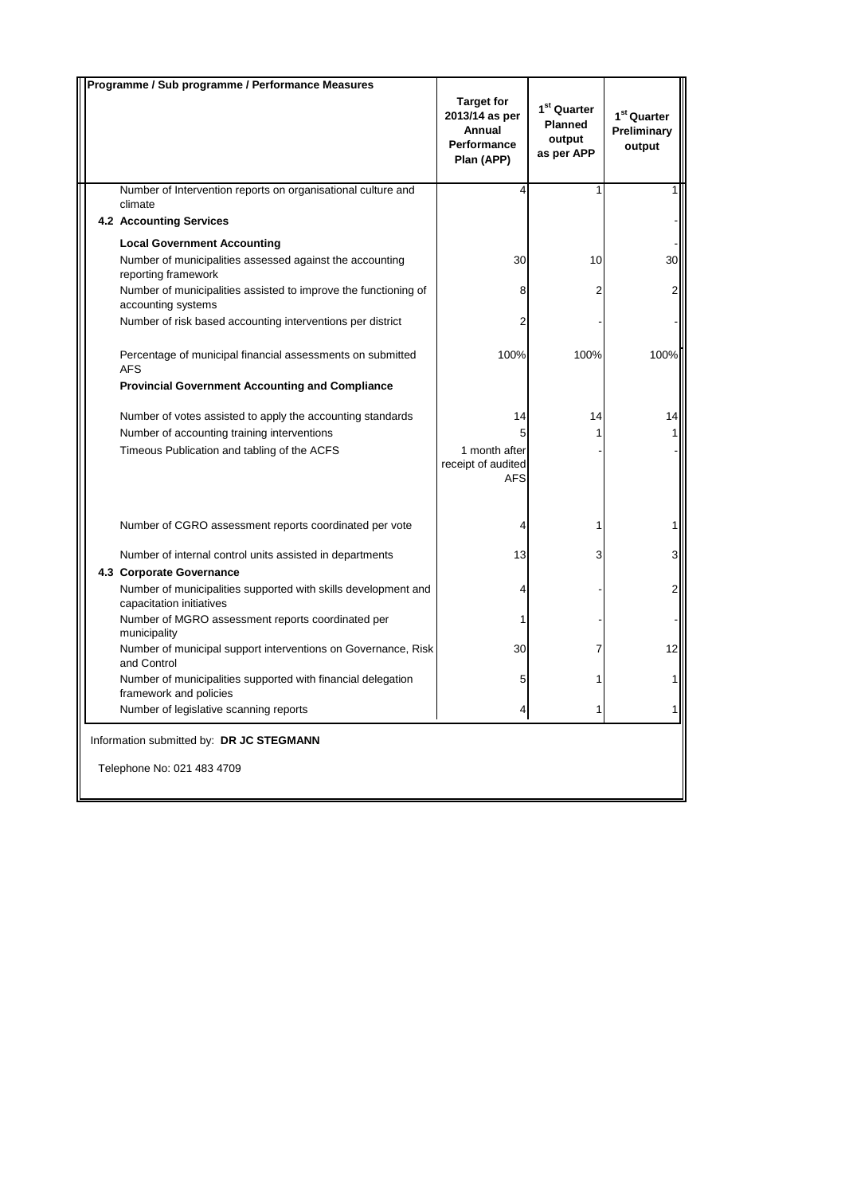| Programme / Sub programme / Performance Measures | Target for 2013/14 as per Annual Performance Plan (APP) | 1st Quarter Planned output as per APP | 1st Quarter Preliminary output |
|---|---|---|---|
| Number of Intervention reports on organisational culture and climate | 4 | 1 | 1 |
| **4.2 Accounting Services** | | | - |
| **Local Government Accounting** | | | - |
| Number of municipalities assessed against the accounting reporting framework | 30 | 10 | 30 |
| Number of municipalities assisted to improve the functioning of accounting systems | 8 | 2 | 2 |
| Number of risk based accounting interventions per district | 2 | - | - |
| Percentage of municipal financial assessments on submitted AFS | 100% | 100% | 100% |
| **Provincial Government Accounting and Compliance** | | | |
| Number of votes assisted to apply the accounting standards | 14 | 14 | 14 |
| Number of accounting training interventions | 5 | 1 | 1 |
| Timeous Publication and tabling of the ACFS | 1 month after receipt of audited AFS | - | - |
| Number of CGRO assessment reports coordinated per vote | 4 | 1 | 1 |
| Number of internal control units assisted in departments | 13 | 3 | 3 |
| **4.3 Corporate Governance** | | | |
| Number of municipalities supported with skills development and capacitation initiatives | 4 | - | 2 |
| Number of MGRO assessment reports coordinated per municipality | 1 | - | - |
| Number of municipal support interventions on Governance, Risk and Control | 30 | 7 | 12 |
| Number of municipalities supported with financial delegation framework and policies | 5 | 1 | 1 |
| Number of legislative scanning reports | 4 | 1 | 1 |

Information submitted by: **DR JC STEGMANN**

Telephone No: 021 483 4709